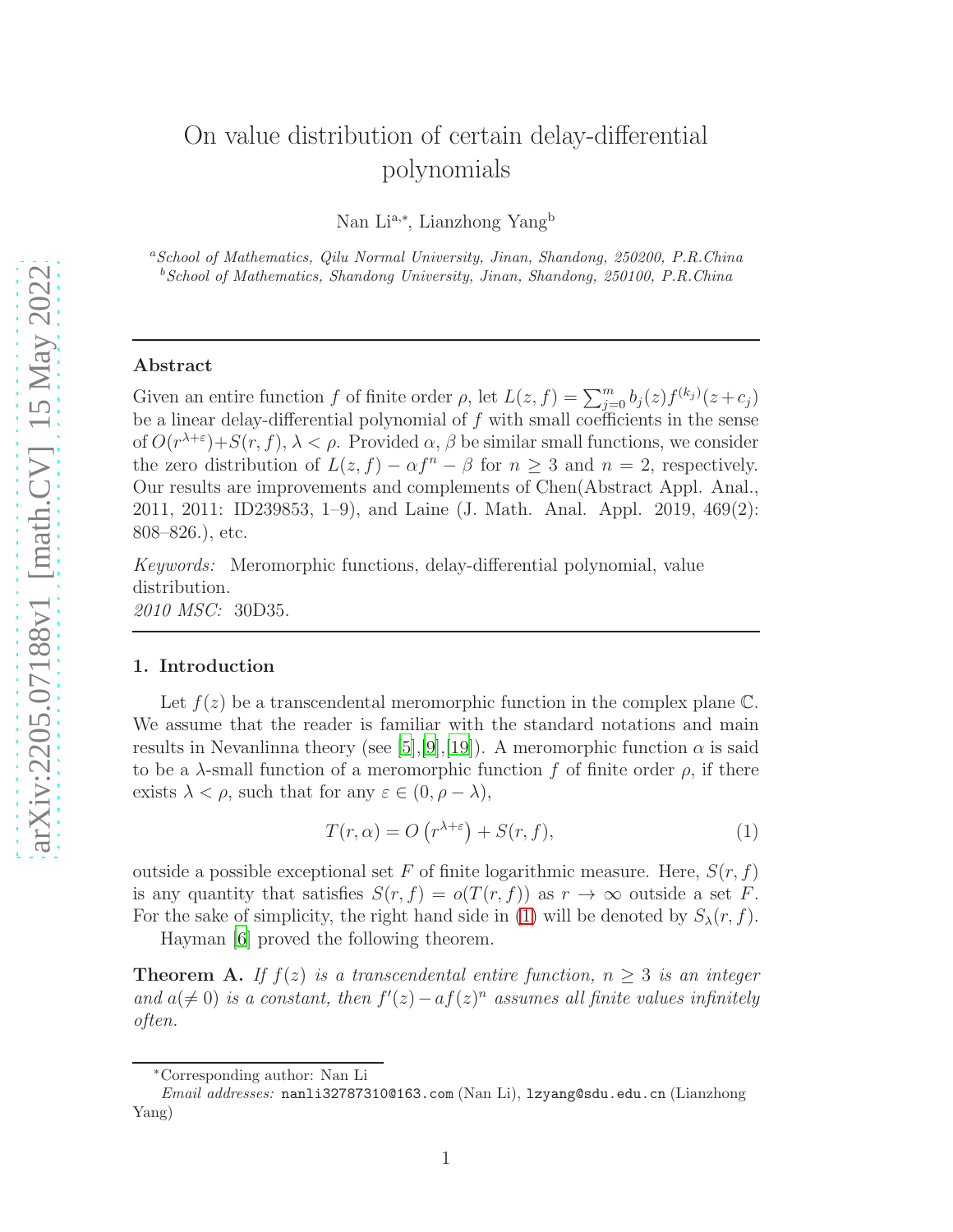# On value distribution of certain delay-differential polynomials

Nan Li[a,*], Lianzhong Yang[b]

[a] *School of Mathematics, Qilu Normal University, Jinan, Shandong, 250200, P.R.China*
[b] *School of Mathematics, Shandong University, Jinan, Shandong, 250100, P.R.China*

---

## Abstract

Given an entire function $f$ of finite order $\rho$, let $L(z, f) = \sum_{j=0}^{m} b_j(z) f^{(k_j)}(z + c_j)$ be a linear delay-differential polynomial of $f$ with small coefficients in the sense of $O(r^{\lambda+\varepsilon}) + S(r, f)$, $\lambda < \rho$. Provided $\alpha$, $\beta$ be similar small functions, we consider the zero distribution of $L(z, f) - \alpha f^n - \beta$ for $n \geq 3$ and $n = 2$, respectively. Our results are improvements and complements of Chen(Abstract Appl. Anal., 2011, 2011: ID239853, 1–9), and Laine (J. Math. Anal. Appl. 2019, 469(2): 808–826.), etc.

*Keywords:* Meromorphic functions, delay-differential polynomial, value distribution.
*2010 MSC:* 30D35.

---

## 1. Introduction

Let $f(z)$ be a transcendental meromorphic function in the complex plane $\mathbb{C}$. We assume that the reader is familiar with the standard notations and main results in Nevanlinna theory (see [5],[9],[19]). A meromorphic function $\alpha$ is said to be a $\lambda$-small function of a meromorphic function $f$ of finite order $\rho$, if there exists $\lambda < \rho$, such that for any $\varepsilon \in (0, \rho - \lambda)$,

$$T(r, \alpha) = O\left(r^{\lambda+\varepsilon}\right) + S(r, f), \tag{1}$$

outside a possible exceptional set $F$ of finite logarithmic measure. Here, $S(r, f)$ is any quantity that satisfies $S(r, f) = o(T(r, f))$ as $r \to \infty$ outside a set $F$. For the sake of simplicity, the right hand side in (1) will be denoted by $S_\lambda(r, f)$.

Hayman [6] proved the following theorem.

**Theorem A.** *If $f(z)$ is a transcendental entire function, $n \geq 3$ is an integer and $a(\neq 0)$ is a constant, then $f'(z) - af(z)^n$ assumes all finite values infinitely often.*

---

*Corresponding author: Nan Li

*Email addresses:* nanli32787310@163.com (Nan Li), lzyang@sdu.edu.cn (Lianzhong Yang)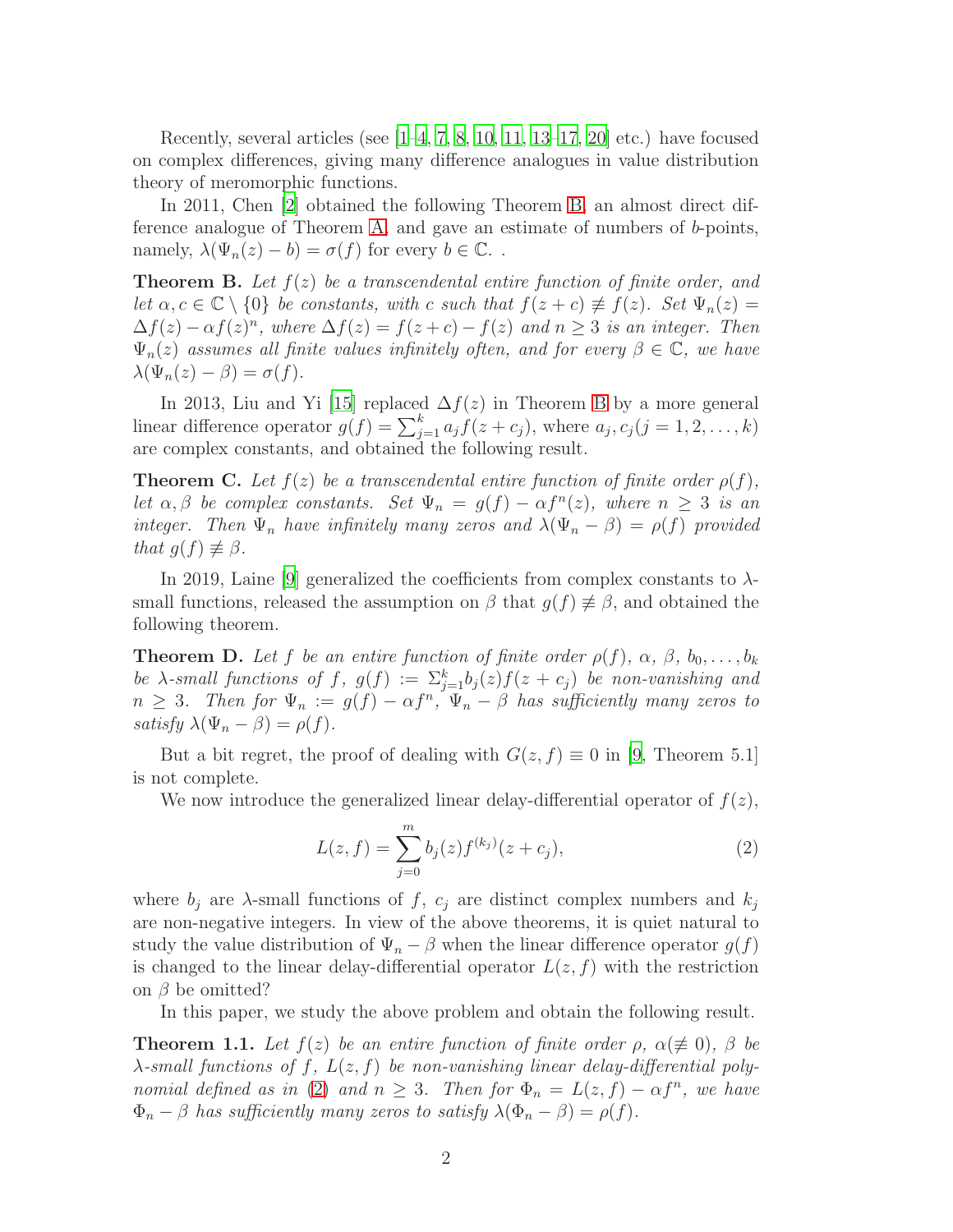Recently, several articles (see [1–4, 7, 8, 10, 11, 13–17, 20] etc.) have focused on complex differences, giving many difference analogues in value distribution theory of meromorphic functions.

In 2011, Chen [2] obtained the following Theorem B, an almost direct difference analogue of Theorem A, and gave an estimate of numbers of $b$-points, namely, $\lambda(\Psi_n(z) - b) = \sigma(f)$ for every $b \in \mathbb{C}$. .

**Theorem B.** *Let $f(z)$ be a transcendental entire function of finite order, and let $\alpha, c \in \mathbb{C} \setminus \{0\}$ be constants, with $c$ such that $f(z + c) \not\equiv f(z)$. Set $\Psi_n(z) = \Delta f(z) - \alpha f(z)^n$, where $\Delta f(z) = f(z + c) - f(z)$ and $n \geq 3$ is an integer. Then $\Psi_n(z)$ assumes all finite values infinitely often, and for every $\beta \in \mathbb{C}$, we have $\lambda(\Psi_n(z) - \beta) = \sigma(f)$.*

In 2013, Liu and Yi [15] replaced $\Delta f(z)$ in Theorem B by a more general linear difference operator $g(f) = \sum_{j=1}^{k} a_j f(z + c_j)$, where $a_j, c_j (j = 1, 2, \ldots, k)$ are complex constants, and obtained the following result.

**Theorem C.** *Let $f(z)$ be a transcendental entire function of finite order $\rho(f)$, let $\alpha, \beta$ be complex constants. Set $\Psi_n = g(f) - \alpha f^n(z)$, where $n \geq 3$ is an integer. Then $\Psi_n$ have infinitely many zeros and $\lambda(\Psi_n - \beta) = \rho(f)$ provided that $g(f) \not\equiv \beta$.*

In 2019, Laine [9] generalized the coefficients from complex constants to $\lambda$-small functions, released the assumption on $\beta$ that $g(f) \not\equiv \beta$, and obtained the following theorem.

**Theorem D.** *Let $f$ be an entire function of finite order $\rho(f)$, $\alpha$, $\beta$, $b_0, \ldots, b_k$ be $\lambda$-small functions of $f$, $g(f) := \Sigma_{j=1}^{k} b_j(z) f(z + c_j)$ be non-vanishing and $n \geq 3$. Then for $\Psi_n := g(f) - \alpha f^n$, $\Psi_n - \beta$ has sufficiently many zeros to satisfy $\lambda(\Psi_n - \beta) = \rho(f)$.*

But a bit regret, the proof of dealing with $G(z, f) \equiv 0$ in [9, Theorem 5.1] is not complete.

We now introduce the generalized linear delay-differential operator of $f(z)$,

$$L(z, f) = \sum_{j=0}^{m} b_j(z) f^{(k_j)}(z + c_j), \tag{2}$$

where $b_j$ are $\lambda$-small functions of $f$, $c_j$ are distinct complex numbers and $k_j$ are non-negative integers. In view of the above theorems, it is quiet natural to study the value distribution of $\Psi_n - \beta$ when the linear difference operator $g(f)$ is changed to the linear delay-differential operator $L(z, f)$ with the restriction on $\beta$ be omitted?

In this paper, we study the above problem and obtain the following result.

**Theorem 1.1.** *Let $f(z)$ be an entire function of finite order $\rho$, $\alpha(\not\equiv 0)$, $\beta$ be $\lambda$-small functions of $f$, $L(z, f)$ be non-vanishing linear delay-differential polynomial defined as in (2) and $n \geq 3$. Then for $\Phi_n = L(z, f) - \alpha f^n$, we have $\Phi_n - \beta$ has sufficiently many zeros to satisfy $\lambda(\Phi_n - \beta) = \rho(f)$.*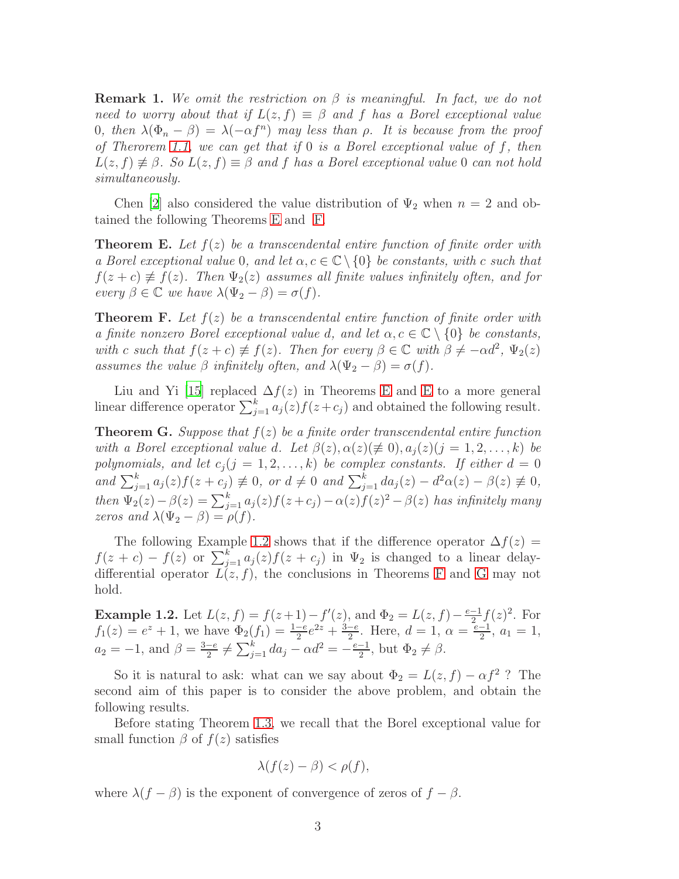**Remark 1.** *We omit the restriction on $\beta$ is meaningful. In fact, we do not need to worry about that if $L(z, f) \equiv \beta$ and $f$ has a Borel exceptional value 0, then $\lambda(\Phi_n - \beta) = \lambda(-\alpha f^n)$ may less than $\rho$. It is because from the proof of Therorem 1.1, we can get that if 0 is a Borel exceptional value of $f$, then $L(z, f) \not\equiv \beta$. So $L(z, f) \equiv \beta$ and $f$ has a Borel exceptional value 0 can not hold simultaneously.*

Chen [2] also considered the value distribution of $\Psi_2$ when $n = 2$ and obtained the following Theorems E and F.

**Theorem E.** *Let $f(z)$ be a transcendental entire function of finite order with a Borel exceptional value 0, and let $\alpha, c \in \mathbb{C} \setminus \{0\}$ be constants, with $c$ such that $f(z + c) \not\equiv f(z)$. Then $\Psi_2(z)$ assumes all finite values infinitely often, and for every $\beta \in \mathbb{C}$ we have $\lambda(\Psi_2 - \beta) = \sigma(f)$.*

**Theorem F.** *Let $f(z)$ be a transcendental entire function of finite order with a finite nonzero Borel exceptional value $d$, and let $\alpha, c \in \mathbb{C} \setminus \{0\}$ be constants, with $c$ such that $f(z + c) \not\equiv f(z)$. Then for every $\beta \in \mathbb{C}$ with $\beta \neq -\alpha d^2$, $\Psi_2(z)$ assumes the value $\beta$ infinitely often, and $\lambda(\Psi_2 - \beta) = \sigma(f)$.*

Liu and Yi [15] replaced $\Delta f(z)$ in Theorems E and E to a more general linear difference operator $\sum_{j=1}^{k} a_j(z) f(z + c_j)$ and obtained the following result.

**Theorem G.** *Suppose that $f(z)$ be a finite order transcendental entire function with a Borel exceptional value $d$. Let $\beta(z), \alpha(z)(\not\equiv 0), a_j(z)(j = 1, 2, \ldots, k)$ be polynomials, and let $c_j (j = 1, 2, \ldots, k)$ be complex constants. If either $d = 0$ and $\sum_{j=1}^{k} a_j(z) f(z + c_j) \not\equiv 0$, or $d \neq 0$ and $\sum_{j=1}^{k} d a_j(z) - d^2\alpha(z) - \beta(z) \not\equiv 0$, then $\Psi_2(z) - \beta(z) = \sum_{j=1}^{k} a_j(z) f(z + c_j) - \alpha(z) f(z)^2 - \beta(z)$ has infinitely many zeros and $\lambda(\Psi_2 - \beta) = \rho(f)$.*

The following Example 1.2 shows that if the difference operator $\Delta f(z) = f(z + c) - f(z)$ or $\sum_{j=1}^{k} a_j(z) f(z + c_j)$ in $\Psi_2$ is changed to a linear delay-differential operator $L(z, f)$, the conclusions in Theorems F and G may not hold.

**Example 1.2.** Let $L(z, f) = f(z+1) - f'(z)$, and $\Phi_2 = L(z, f) - \frac{e-1}{2} f(z)^2$. For $f_1(z) = e^z + 1$, we have $\Phi_2(f_1) = \frac{1-e}{2} e^{2z} + \frac{3-e}{2}$. Here, $d = 1$, $\alpha = \frac{e-1}{2}$, $a_1 = 1$, $a_2 = -1$, and $\beta = \frac{3-e}{2} \neq \sum_{j=1}^{k} d a_j - \alpha d^2 = -\frac{e-1}{2}$, but $\Phi_2 \neq \beta$.

So it is natural to ask: what can we say about $\Phi_2 = L(z, f) - \alpha f^2$ ? The second aim of this paper is to consider the above problem, and obtain the following results.

Before stating Theorem 1.3, we recall that the Borel exceptional value for small function $\beta$ of $f(z)$ satisfies

$$\lambda(f(z) - \beta) < \rho(f),$$

where $\lambda(f - \beta)$ is the exponent of convergence of zeros of $f - \beta$.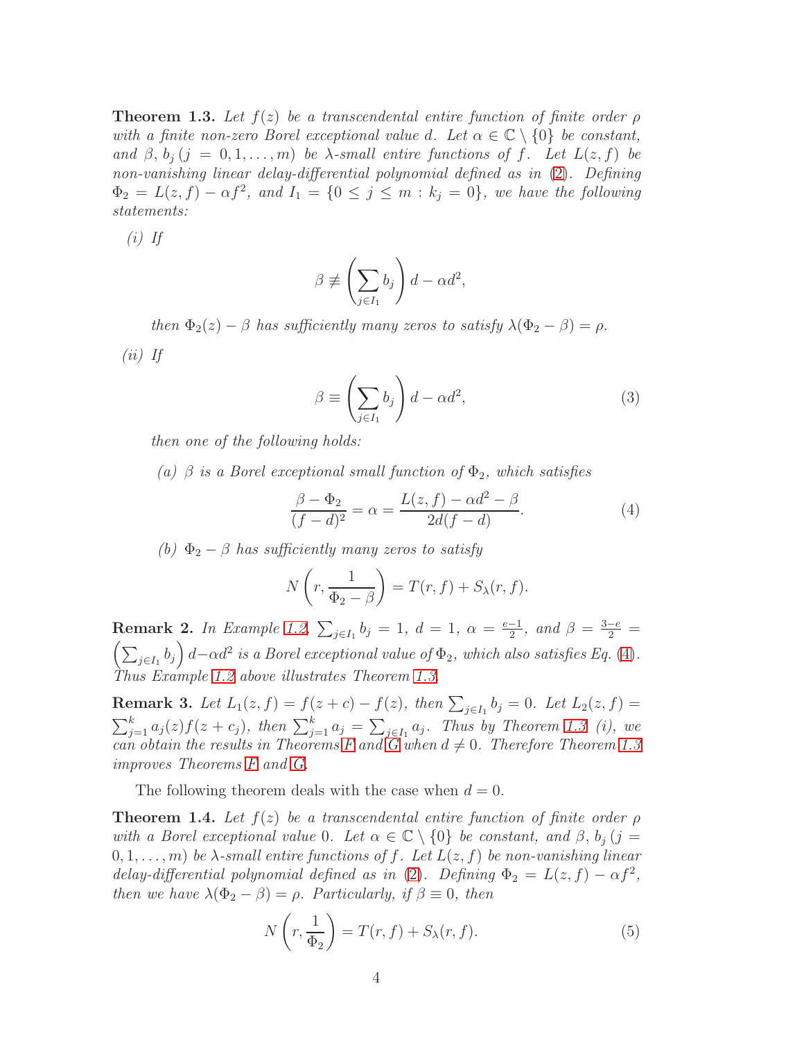**Theorem 1.3.** *Let $f(z)$ be a transcendental entire function of finite order $\rho$ with a finite non-zero Borel exceptional value $d$. Let $\alpha \in \mathbb{C} \setminus \{0\}$ be constant, and $\beta$, $b_j\,(j = 0, 1, \ldots, m)$ be $\lambda$-small entire functions of $f$. Let $L(z, f)$ be non-vanishing linear delay-differential polynomial defined as in (2). Defining $\Phi_2 = L(z, f) - \alpha f^2$, and $I_1 = \{0 \le j \le m : k_j = 0\}$, we have the following statements:*

*(i) If*

$$\beta \not\equiv \left(\sum_{j\in I_1} b_j\right) d - \alpha d^2,$$

*then $\Phi_2(z) - \beta$ has sufficiently many zeros to satisfy $\lambda(\Phi_2 - \beta) = \rho$.*

*(ii) If*

$$\beta \equiv \left(\sum_{j\in I_1} b_j\right) d - \alpha d^2, \tag{3}$$

*then one of the following holds:*

*(a) $\beta$ is a Borel exceptional small function of $\Phi_2$, which satisfies*

$$\frac{\beta - \Phi_2}{(f-d)^2} = \alpha = \frac{L(z,f) - \alpha d^2 - \beta}{2d(f-d)}. \tag{4}$$

*(b) $\Phi_2 - \beta$ has sufficiently many zeros to satisfy*

$$N\left(r, \frac{1}{\Phi_2 - \beta}\right) = T(r, f) + S_\lambda(r, f).$$

**Remark 2.** *In Example 1.2, $\sum_{j\in I_1} b_j = 1$, $d = 1$, $\alpha = \frac{e-1}{2}$, and $\beta = \frac{3-e}{2} = \left(\sum_{j\in I_1} b_j\right) d - \alpha d^2$ is a Borel exceptional value of $\Phi_2$, which also satisfies Eq. (4). Thus Example 1.2 above illustrates Theorem 1.3.*

**Remark 3.** *Let $L_1(z, f) = f(z + c) - f(z)$, then $\sum_{j\in I_1} b_j = 0$. Let $L_2(z, f) = \sum_{j=1}^{k} a_j(z) f(z + c_j)$, then $\sum_{j=1}^{k} a_j = \sum_{j\in I_1} a_j$. Thus by Theorem 1.3 (i), we can obtain the results in Theorems F and G when $d \neq 0$. Therefore Theorem 1.3 improves Theorems F and G.*

The following theorem deals with the case when $d = 0$.

**Theorem 1.4.** *Let $f(z)$ be a transcendental entire function of finite order $\rho$ with a Borel exceptional value 0. Let $\alpha \in \mathbb{C} \setminus \{0\}$ be constant, and $\beta$, $b_j\,(j = 0, 1, \ldots, m)$ be $\lambda$-small entire functions of $f$. Let $L(z, f)$ be non-vanishing linear delay-differential polynomial defined as in (2). Defining $\Phi_2 = L(z, f) - \alpha f^2$, then we have $\lambda(\Phi_2 - \beta) = \rho$. Particularly, if $\beta \equiv 0$, then*

$$N\left(r, \frac{1}{\Phi_2}\right) = T(r, f) + S_\lambda(r, f). \tag{5}$$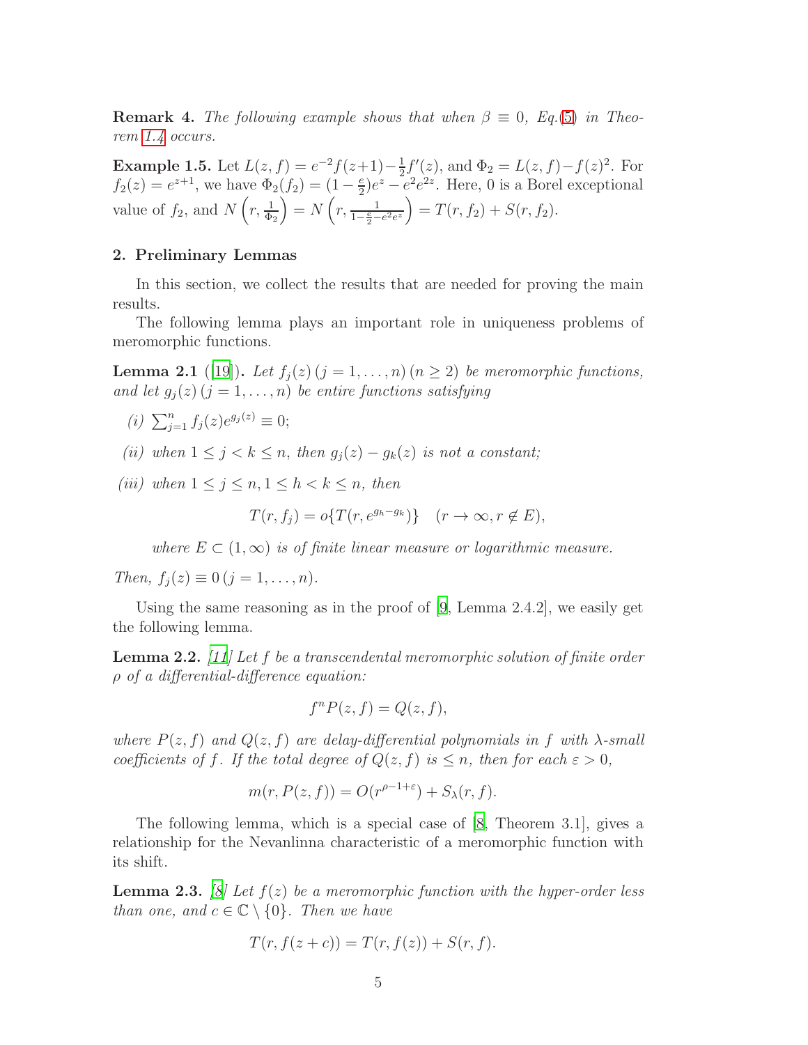**Remark 4.** *The following example shows that when $\beta \equiv 0$, Eq.(5) in Theorem 1.4 occurs.*

**Example 1.5.** Let $L(z,f) = e^{-2}f(z+1) - \frac{1}{2}f'(z)$, and $\Phi_2 = L(z,f) - f(z)^2$. For $f_2(z) = e^{z+1}$, we have $\Phi_2(f_2) = (1-\frac{e}{2})e^z - e^2e^{2z}$. Here, 0 is a Borel exceptional value of $f_2$, and $N\left(r, \frac{1}{\Phi_2}\right) = N\left(r, \frac{1}{1-\frac{e}{2}-e^2e^z}\right) = T(r,f_2) + S(r,f_2)$.

## 2. Preliminary Lemmas

In this section, we collect the results that are needed for proving the main results.

The following lemma plays an important role in uniqueness problems of meromorphic functions.

**Lemma 2.1** ([19]). *Let $f_j(z)\,(j=1,\ldots,n)\,(n \geq 2)$ be meromorphic functions, and let $g_j(z)\,(j=1,\ldots,n)$ be entire functions satisfying*

*(i)* $\sum_{j=1}^{n} f_j(z)e^{g_j(z)} \equiv 0$;

*(ii) when $1 \leq j < k \leq n$, then $g_j(z) - g_k(z)$ is not a constant;*

*(iii) when $1 \leq j \leq n, 1 \leq h < k \leq n$, then*

$$T(r,f_j) = o\{T(r, e^{g_h - g_k})\} \quad (r \to \infty, r \notin E),$$

*where $E \subset (1,\infty)$ is of finite linear measure or logarithmic measure.*

*Then, $f_j(z) \equiv 0\,(j=1,\ldots,n)$.*

Using the same reasoning as in the proof of [9, Lemma 2.4.2], we easily get the following lemma.

**Lemma 2.2.** *[11] Let $f$ be a transcendental meromorphic solution of finite order $\rho$ of a differential-difference equation:*

$$f^n P(z,f) = Q(z,f),$$

*where $P(z,f)$ and $Q(z,f)$ are delay-differential polynomials in $f$ with $\lambda$-small coefficients of $f$. If the total degree of $Q(z,f)$ is $\leq n$, then for each $\varepsilon > 0$,*

$$m(r, P(z,f)) = O(r^{\rho-1+\varepsilon}) + S_\lambda(r,f).$$

The following lemma, which is a special case of [8, Theorem 3.1], gives a relationship for the Nevanlinna characteristic of a meromorphic function with its shift.

**Lemma 2.3.** *[8] Let $f(z)$ be a meromorphic function with the hyper-order less than one, and $c \in \mathbb{C} \setminus \{0\}$. Then we have*

$$T(r, f(z+c)) = T(r, f(z)) + S(r,f).$$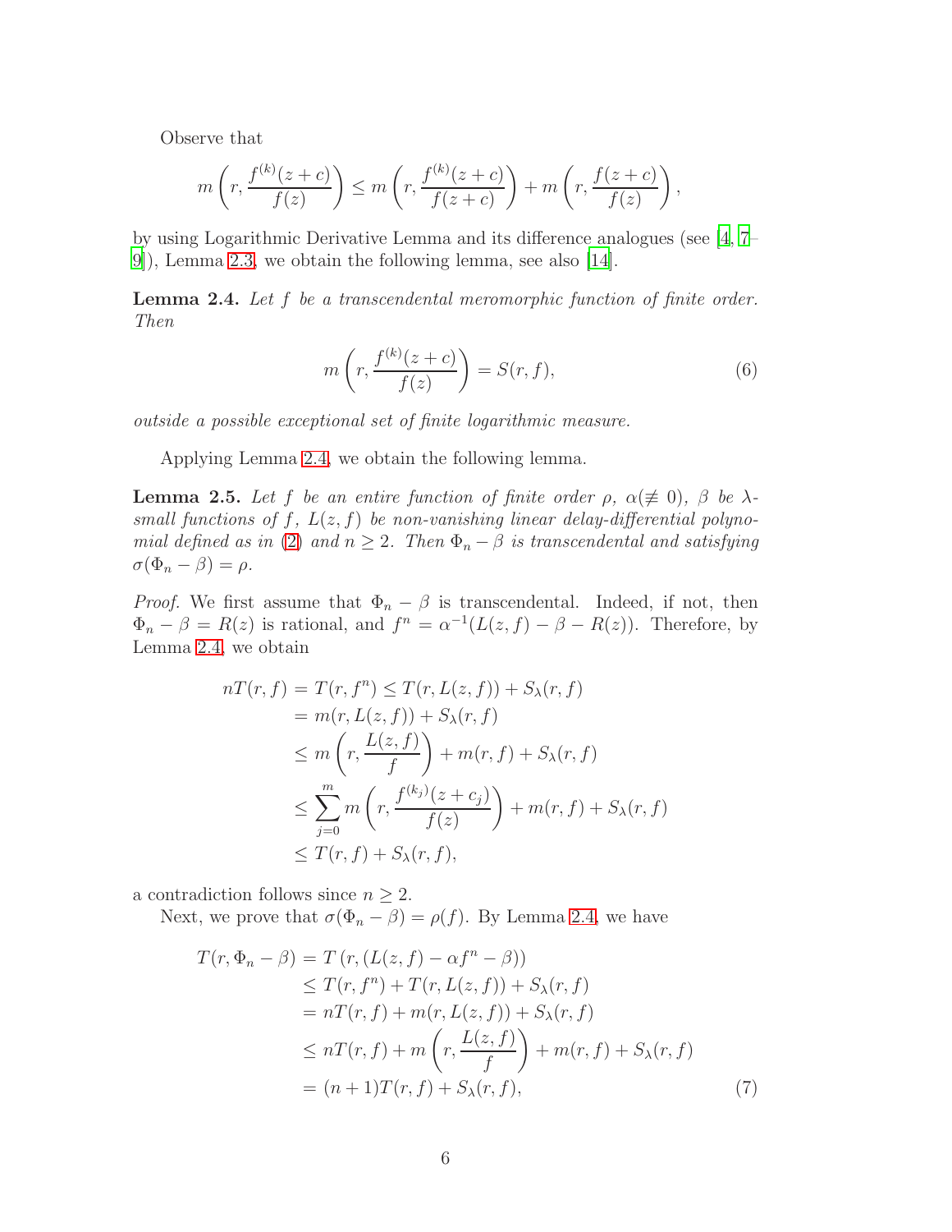Observe that

$$m\left(r, \frac{f^{(k)}(z+c)}{f(z)}\right) \le m\left(r, \frac{f^{(k)}(z+c)}{f(z+c)}\right) + m\left(r, \frac{f(z+c)}{f(z)}\right),$$

by using Logarithmic Derivative Lemma and its difference analogues (see [4, 7–9]), Lemma 2.3, we obtain the following lemma, see also [14].

**Lemma 2.4.** *Let $f$ be a transcendental meromorphic function of finite order. Then*

$$m\left(r, \frac{f^{(k)}(z+c)}{f(z)}\right) = S(r,f), \tag{6}$$

*outside a possible exceptional set of finite logarithmic measure.*

Applying Lemma 2.4, we obtain the following lemma.

**Lemma 2.5.** *Let $f$ be an entire function of finite order $\rho$, $\alpha(\not\equiv 0)$, $\beta$ be $\lambda$-small functions of $f$, $L(z,f)$ be non-vanishing linear delay-differential polynomial defined as in (2) and $n \ge 2$. Then $\Phi_n - \beta$ is transcendental and satisfying $\sigma(\Phi_n - \beta) = \rho$.*

*Proof.* We first assume that $\Phi_n - \beta$ is transcendental. Indeed, if not, then $\Phi_n - \beta = R(z)$ is rational, and $f^n = \alpha^{-1}(L(z,f) - \beta - R(z))$. Therefore, by Lemma 2.4, we obtain

$$\begin{aligned}
nT(r,f) = T(r,f^n) &\le T(r, L(z,f)) + S_\lambda(r,f) \\
&= m(r, L(z,f)) + S_\lambda(r,f) \\
&\le m\left(r, \frac{L(z,f)}{f}\right) + m(r,f) + S_\lambda(r,f) \\
&\le \sum_{j=0}^{m} m\left(r, \frac{f^{(k_j)}(z+c_j)}{f(z)}\right) + m(r,f) + S_\lambda(r,f) \\
&\le T(r,f) + S_\lambda(r,f),
\end{aligned}$$

a contradiction follows since $n \ge 2$.

Next, we prove that $\sigma(\Phi_n - \beta) = \rho(f)$. By Lemma 2.4, we have

$$\begin{aligned}
T(r, \Phi_n - \beta) &= T\left(r, (L(z,f) - \alpha f^n - \beta)\right) \\
&\le T(r, f^n) + T(r, L(z,f)) + S_\lambda(r,f) \\
&= nT(r,f) + m(r, L(z,f)) + S_\lambda(r,f) \\
&\le nT(r,f) + m\left(r, \frac{L(z,f)}{f}\right) + m(r,f) + S_\lambda(r,f) \\
&= (n+1)T(r,f) + S_\lambda(r,f),
\end{aligned} \tag{7}$$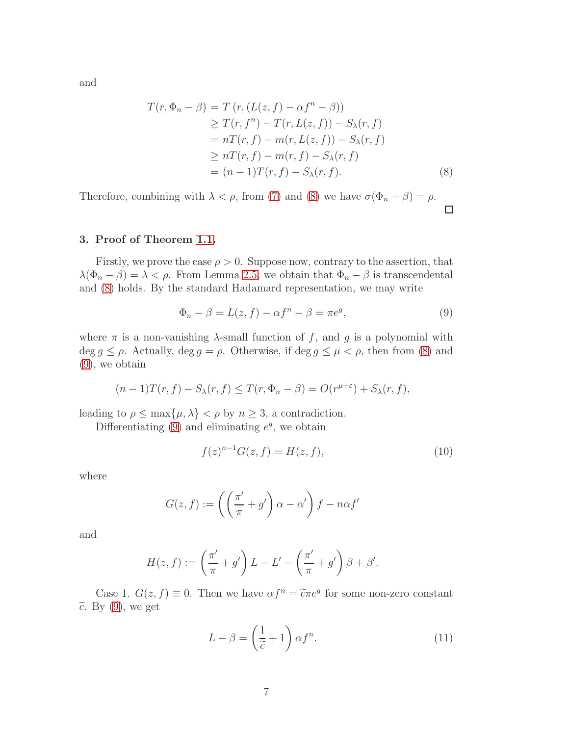and

$$
\begin{aligned}
T(r, \Phi_n - \beta) &= T\left(r, (L(z,f) - \alpha f^n - \beta)\right) \\
&\geq T(r, f^n) - T(r, L(z,f)) - S_\lambda(r,f) \\
&= nT(r,f) - m(r, L(z,f)) - S_\lambda(r,f) \\
&\geq nT(r,f) - m(r,f) - S_\lambda(r,f) \\
&= (n-1)T(r,f) - S_\lambda(r,f). \qquad (8)
\end{aligned}
$$

Therefore, combining with $\lambda < \rho$, from (7) and (8) we have $\sigma(\Phi_n - \beta) = \rho$. □

### 3. Proof of Theorem 1.1.

Firstly, we prove the case $\rho > 0$. Suppose now, contrary to the assertion, that $\lambda(\Phi_n - \beta) = \lambda < \rho$. From Lemma 2.5, we obtain that $\Phi_n - \beta$ is transcendental and (8) holds. By the standard Hadamard representation, we may write

$$
\Phi_n - \beta = L(z,f) - \alpha f^n - \beta = \pi e^g, \qquad (9)
$$

where $\pi$ is a non-vanishing $\lambda$-small function of $f$, and $g$ is a polynomial with $\deg g \leq \rho$. Actually, $\deg g = \rho$. Otherwise, if $\deg g \leq \mu < \rho$, then from (8) and (9), we obtain

$$
(n-1)T(r,f) - S_\lambda(r,f) \leq T(r, \Phi_n - \beta) = O(r^{\mu+\varepsilon}) + S_\lambda(r,f),
$$

leading to $\rho \leq \max\{\mu, \lambda\} < \rho$ by $n \geq 3$, a contradiction.

Differentiating (9) and eliminating $e^g$, we obtain

$$
f(z)^{n-1} G(z,f) = H(z,f), \qquad (10)
$$

where

$$
G(z,f) := \left( \left( \frac{\pi'}{\pi} + g' \right) \alpha - \alpha' \right) f - n\alpha f'
$$

and

$$
H(z,f) := \left( \frac{\pi'}{\pi} + g' \right) L - L' - \left( \frac{\pi'}{\pi} + g' \right) \beta + \beta'.
$$

Case 1. $G(z,f) \equiv 0$. Then we have $\alpha f^n = \widetilde{c} \pi e^g$ for some non-zero constant $\widetilde{c}$. By (9), we get

$$
L - \beta = \left( \frac{1}{\widetilde{c}} + 1 \right) \alpha f^n. \qquad (11)
$$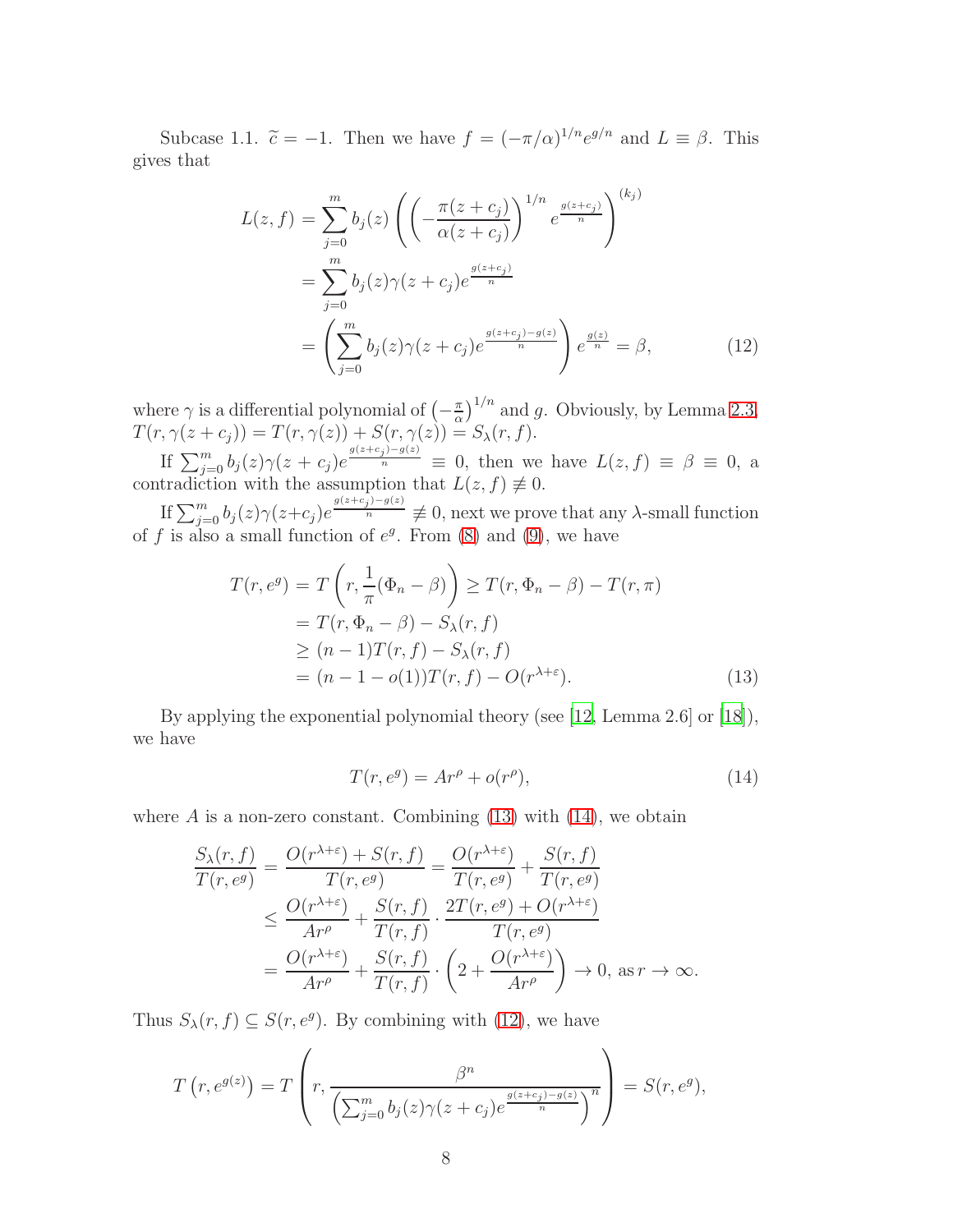Subcase 1.1. $\widetilde{c} = -1$. Then we have $f = (-\pi/\alpha)^{1/n} e^{g/n}$ and $L \equiv \beta$. This gives that

$$
\begin{aligned}
L(z,f) &= \sum_{j=0}^{m} b_j(z) \left( \left( -\frac{\pi(z+c_j)}{\alpha(z+c_j)} \right)^{1/n} e^{\frac{g(z+c_j)}{n}} \right)^{(k_j)} \\
&= \sum_{j=0}^{m} b_j(z) \gamma(z+c_j) e^{\frac{g(z+c_j)}{n}} \\
&= \left( \sum_{j=0}^{m} b_j(z) \gamma(z+c_j) e^{\frac{g(z+c_j)-g(z)}{n}} \right) e^{\frac{g(z)}{n}} = \beta, \qquad (12)
\end{aligned}
$$

where $\gamma$ is a differential polynomial of $\left(-\frac{\pi}{\alpha}\right)^{1/n}$ and $g$. Obviously, by Lemma 2.3, $T(r, \gamma(z+c_j)) = T(r, \gamma(z)) + S(r, \gamma(z)) = S_\lambda(r, f)$.

If $\sum_{j=0}^{m} b_j(z)\gamma(z+c_j)e^{\frac{g(z+c_j)-g(z)}{n}} \equiv 0$, then we have $L(z,f) \equiv \beta \equiv 0$, a contradiction with the assumption that $L(z,f) \not\equiv 0$.

If $\sum_{j=0}^{m} b_j(z)\gamma(z+c_j)e^{\frac{g(z+c_j)-g(z)}{n}} \not\equiv 0$, next we prove that any $\lambda$-small function of $f$ is also a small function of $e^g$. From (8) and (9), we have

$$
\begin{aligned}
T(r, e^g) &= T\left(r, \frac{1}{\pi}(\Phi_n - \beta)\right) \geq T(r, \Phi_n - \beta) - T(r, \pi) \\
&= T(r, \Phi_n - \beta) - S_\lambda(r, f) \\
&\geq (n-1)T(r,f) - S_\lambda(r,f) \\
&= (n-1-o(1))T(r,f) - O(r^{\lambda+\varepsilon}). \qquad (13)
\end{aligned}
$$

By applying the exponential polynomial theory (see [12, Lemma 2.6] or [18]), we have

$$
T(r, e^g) = Ar^\rho + o(r^\rho), \qquad (14)
$$

where $A$ is a non-zero constant. Combining (13) with (14), we obtain

$$
\begin{aligned}
\frac{S_\lambda(r,f)}{T(r,e^g)} &= \frac{O(r^{\lambda+\varepsilon}) + S(r,f)}{T(r,e^g)} = \frac{O(r^{\lambda+\varepsilon})}{T(r,e^g)} + \frac{S(r,f)}{T(r,e^g)} \\
&\leq \frac{O(r^{\lambda+\varepsilon})}{Ar^\rho} + \frac{S(r,f)}{T(r,f)} \cdot \frac{2T(r,e^g) + O(r^{\lambda+\varepsilon})}{T(r,e^g)} \\
&= \frac{O(r^{\lambda+\varepsilon})}{Ar^\rho} + \frac{S(r,f)}{T(r,f)} \cdot \left(2 + \frac{O(r^{\lambda+\varepsilon})}{Ar^\rho}\right) \to 0, \text{ as } r \to \infty.
\end{aligned}
$$

Thus $S_\lambda(r,f) \subseteq S(r, e^g)$. By combining with (12), we have

$$
T\left(r, e^{g(z)}\right) = T\left(r, \frac{\beta^n}{\left(\sum_{j=0}^{m} b_j(z)\gamma(z+c_j)e^{\frac{g(z+c_j)-g(z)}{n}}\right)^n}\right) = S(r, e^g),
$$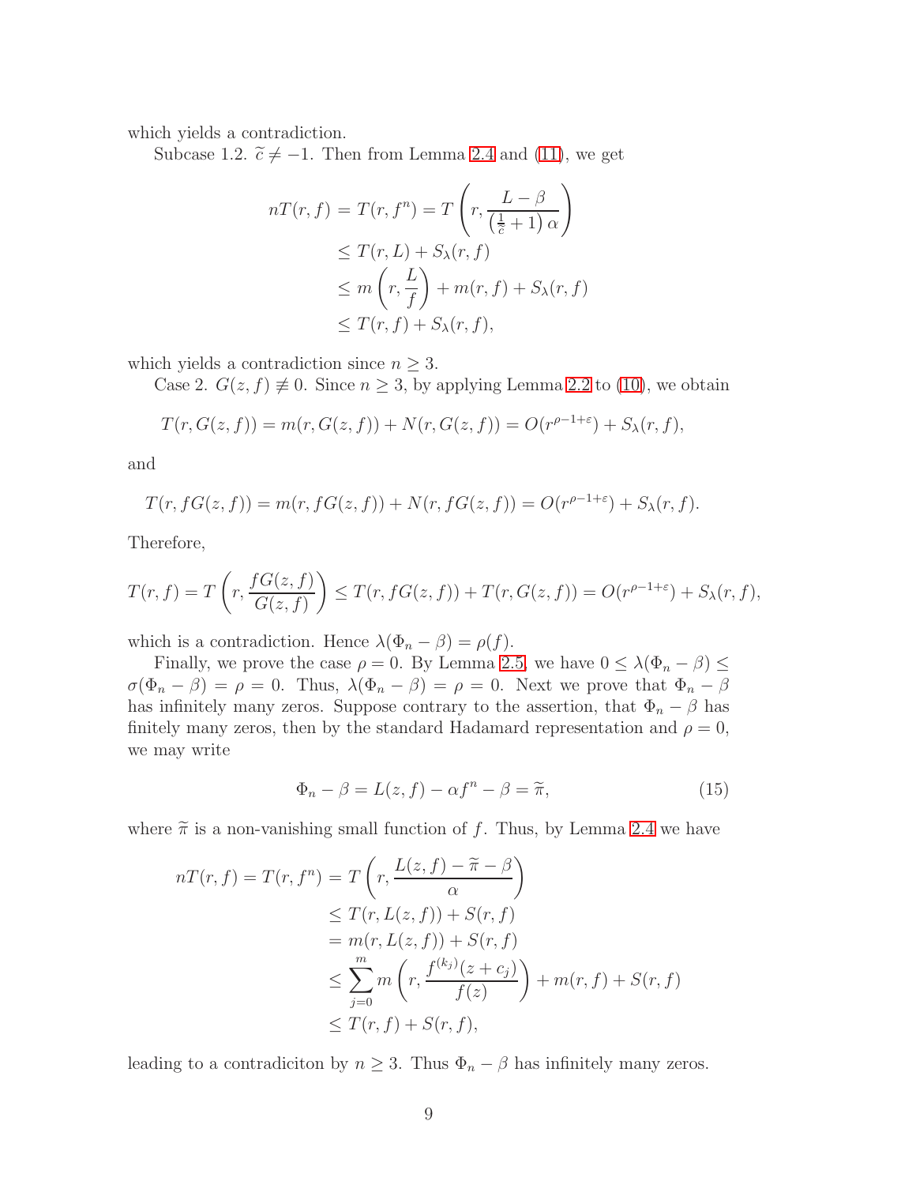which yields a contradiction.

Subcase 1.2. $\widetilde{c} \neq -1$. Then from Lemma 2.4 and (11), we get

$$
\begin{aligned}
nT(r,f) &= T(r,f^n) = T\left(r, \frac{L-\beta}{\left(\frac{1}{\widetilde{c}}+1\right)\alpha}\right) \\
&\leq T(r,L) + S_\lambda(r,f) \\
&\leq m\left(r, \frac{L}{f}\right) + m(r,f) + S_\lambda(r,f) \\
&\leq T(r,f) + S_\lambda(r,f),
\end{aligned}
$$

which yields a contradiction since $n \geq 3$.

Case 2. $G(z,f) \not\equiv 0$. Since $n \geq 3$, by applying Lemma 2.2 to (10), we obtain

$$
T(r, G(z,f)) = m(r, G(z,f)) + N(r, G(z,f)) = O(r^{\rho-1+\varepsilon}) + S_\lambda(r,f),
$$

and

$$
T(r, fG(z,f)) = m(r, fG(z,f)) + N(r, fG(z,f)) = O(r^{\rho-1+\varepsilon}) + S_\lambda(r,f).
$$

Therefore,

$$
T(r,f) = T\left(r, \frac{fG(z,f)}{G(z,f)}\right) \leq T(r, fG(z,f)) + T(r, G(z,f)) = O(r^{\rho-1+\varepsilon}) + S_\lambda(r,f),
$$

which is a contradiction. Hence $\lambda(\Phi_n - \beta) = \rho(f)$.

Finally, we prove the case $\rho = 0$. By Lemma 2.5, we have $0 \leq \lambda(\Phi_n - \beta) \leq \sigma(\Phi_n - \beta) = \rho = 0$. Thus, $\lambda(\Phi_n - \beta) = \rho = 0$. Next we prove that $\Phi_n - \beta$ has infinitely many zeros. Suppose contrary to the assertion, that $\Phi_n - \beta$ has finitely many zeros, then by the standard Hadamard representation and $\rho = 0$, we may write

$$
\Phi_n - \beta = L(z,f) - \alpha f^n - \beta = \widetilde{\pi}, \tag{15}
$$

where $\widetilde{\pi}$ is a non-vanishing small function of $f$. Thus, by Lemma 2.4 we have

$$
\begin{aligned}
nT(r,f) = T(r,f^n) &= T\left(r, \frac{L(z,f) - \widetilde{\pi} - \beta}{\alpha}\right) \\
&\leq T(r, L(z,f)) + S(r,f) \\
&= m(r, L(z,f)) + S(r,f) \\
&\leq \sum_{j=0}^{m} m\left(r, \frac{f^{(k_j)}(z+c_j)}{f(z)}\right) + m(r,f) + S(r,f) \\
&\leq T(r,f) + S(r,f),
\end{aligned}
$$

leading to a contradiciton by $n \geq 3$. Thus $\Phi_n - \beta$ has infinitely many zeros.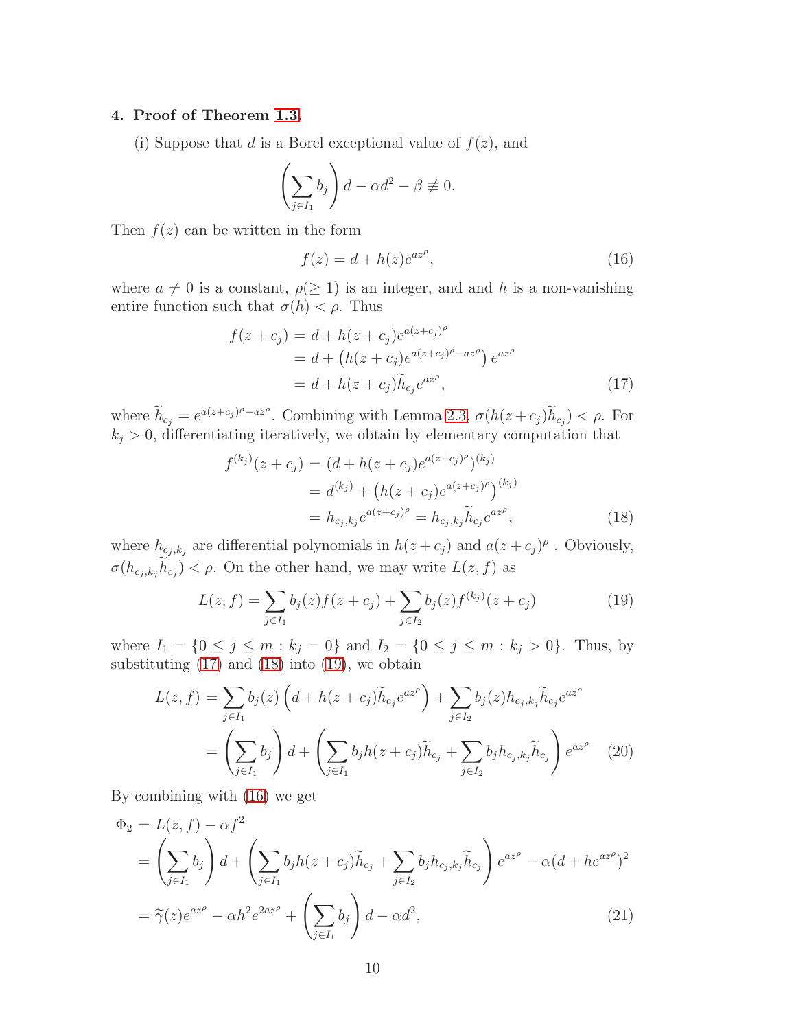## 4. Proof of Theorem 1.3.

(i) Suppose that $d$ is a Borel exceptional value of $f(z)$, and

$$\left(\sum_{j\in I_1} b_j\right) d - \alpha d^2 - \beta \not\equiv 0.$$

Then $f(z)$ can be written in the form

$$f(z) = d + h(z)e^{az^\rho}, \tag{16}$$

where $a \neq 0$ is a constant, $\rho(\geq 1)$ is an integer, and and $h$ is a non-vanishing entire function such that $\sigma(h) < \rho$. Thus

$$\begin{aligned} f(z+c_j) &= d + h(z+c_j)e^{a(z+c_j)^\rho} \\ &= d + \left(h(z+c_j)e^{a(z+c_j)^\rho - az^\rho}\right)e^{az^\rho} \\ &= d + h(z+c_j)\widetilde{h}_{c_j}e^{az^\rho}, \end{aligned} \tag{17}$$

where $\widetilde{h}_{c_j} = e^{a(z+c_j)^\rho - az^\rho}$. Combining with Lemma 2.3, $\sigma(h(z+c_j)\widetilde{h}_{c_j}) < \rho$. For $k_j > 0$, differentiating iteratively, we obtain by elementary computation that

$$\begin{aligned} f^{(k_j)}(z+c_j) &= (d + h(z+c_j)e^{a(z+c_j)^\rho})^{(k_j)} \\ &= d^{(k_j)} + \left(h(z+c_j)e^{a(z+c_j)^\rho}\right)^{(k_j)} \\ &= h_{c_j,k_j}e^{a(z+c_j)^\rho} = h_{c_j,k_j}\widetilde{h}_{c_j}e^{az^\rho}, \end{aligned} \tag{18}$$

where $h_{c_j,k_j}$ are differential polynomials in $h(z+c_j)$ and $a(z+c_j)^\rho$ . Obviously, $\sigma(h_{c_j,k_j}\widetilde{h}_{c_j}) < \rho$. On the other hand, we may write $L(z,f)$ as

$$L(z,f) = \sum_{j\in I_1} b_j(z)f(z+c_j) + \sum_{j\in I_2} b_j(z)f^{(k_j)}(z+c_j) \tag{19}$$

where $I_1 = \{0 \leq j \leq m : k_j = 0\}$ and $I_2 = \{0 \leq j \leq m : k_j > 0\}$. Thus, by substituting (17) and (18) into (19), we obtain

$$\begin{aligned} L(z,f) &= \sum_{j\in I_1} b_j(z)\left(d + h(z+c_j)\widetilde{h}_{c_j}e^{az^\rho}\right) + \sum_{j\in I_2} b_j(z)h_{c_j,k_j}\widetilde{h}_{c_j}e^{az^\rho} \\ &= \left(\sum_{j\in I_1} b_j\right)d + \left(\sum_{j\in I_1} b_j h(z+c_j)\widetilde{h}_{c_j} + \sum_{j\in I_2} b_j h_{c_j,k_j}\widetilde{h}_{c_j}\right)e^{az^\rho} \end{aligned} \tag{20}$$

By combining with (16) we get

$$\begin{aligned} \Phi_2 &= L(z,f) - \alpha f^2 \\ &= \left(\sum_{j\in I_1} b_j\right)d + \left(\sum_{j\in I_1} b_j h(z+c_j)\widetilde{h}_{c_j} + \sum_{j\in I_2} b_j h_{c_j,k_j}\widetilde{h}_{c_j}\right)e^{az^\rho} - \alpha(d + he^{az^\rho})^2 \\ &= \widetilde{\gamma}(z)e^{az^\rho} - \alpha h^2 e^{2az^\rho} + \left(\sum_{j\in I_1} b_j\right)d - \alpha d^2, \end{aligned} \tag{21}$$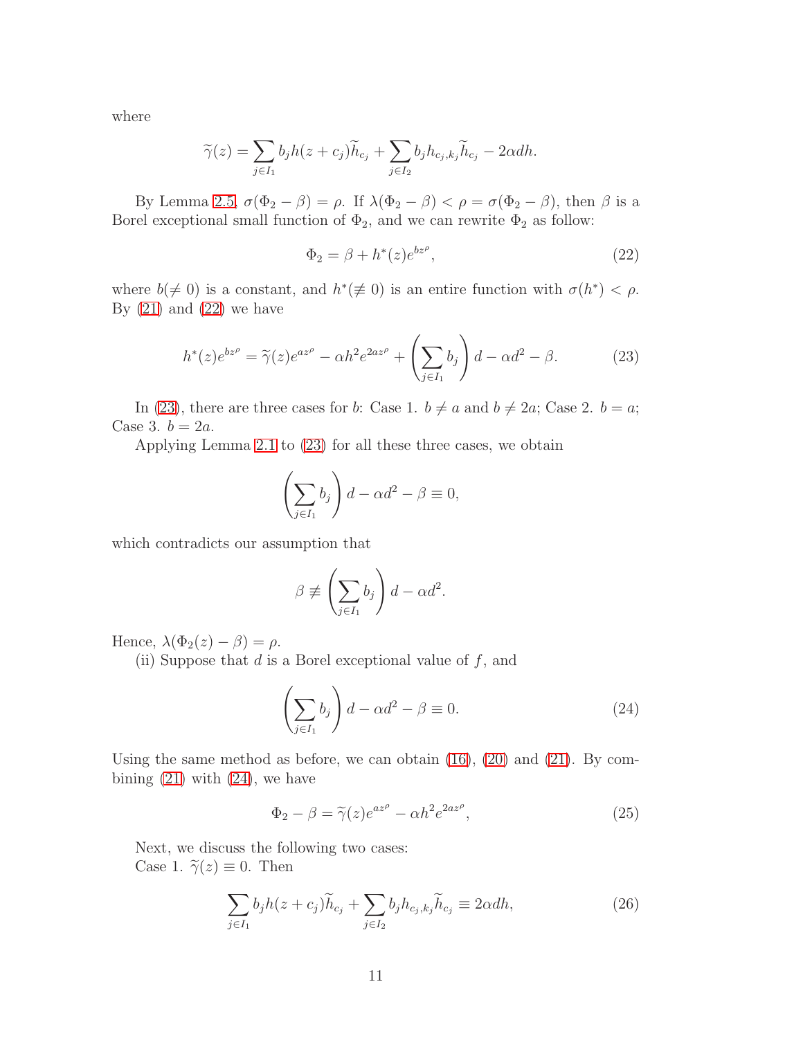where

$$\widetilde{\gamma}(z) = \sum_{j\in I_1} b_j h(z+c_j)\widetilde{h}_{c_j} + \sum_{j\in I_2} b_j h_{c_j,k_j}\widetilde{h}_{c_j} - 2\alpha d h.$$

By Lemma 2.5, $\sigma(\Phi_2 - \beta) = \rho$. If $\lambda(\Phi_2 - \beta) < \rho = \sigma(\Phi_2 - \beta)$, then $\beta$ is a Borel exceptional small function of $\Phi_2$, and we can rewrite $\Phi_2$ as follow:

$$\Phi_2 = \beta + h^*(z)e^{bz^\rho}, \tag{22}$$

where $b(\neq 0)$ is a constant, and $h^*(\not\equiv 0)$ is an entire function with $\sigma(h^*) < \rho$. By (21) and (22) we have

$$h^*(z)e^{bz^\rho} = \widetilde{\gamma}(z)e^{az^\rho} - \alpha h^2 e^{2az^\rho} + \left(\sum_{j\in I_1} b_j\right) d - \alpha d^2 - \beta. \tag{23}$$

In (23), there are three cases for $b$: Case 1. $b \neq a$ and $b \neq 2a$; Case 2. $b = a$; Case 3. $b = 2a$.

Applying Lemma 2.1 to (23) for all these three cases, we obtain

$$\left(\sum_{j\in I_1} b_j\right) d - \alpha d^2 - \beta \equiv 0,$$

which contradicts our assumption that

$$\beta \not\equiv \left(\sum_{j\in I_1} b_j\right) d - \alpha d^2.$$

Hence, $\lambda(\Phi_2(z) - \beta) = \rho$.

(ii) Suppose that $d$ is a Borel exceptional value of $f$, and

$$\left(\sum_{j\in I_1} b_j\right) d - \alpha d^2 - \beta \equiv 0. \tag{24}$$

Using the same method as before, we can obtain (16), (20) and (21). By combining (21) with (24), we have

$$\Phi_2 - \beta = \widetilde{\gamma}(z)e^{az^\rho} - \alpha h^2 e^{2az^\rho}, \tag{25}$$

Next, we discuss the following two cases:

Case 1. $\widetilde{\gamma}(z) \equiv 0$. Then

$$\sum_{j\in I_1} b_j h(z+c_j)\widetilde{h}_{c_j} + \sum_{j\in I_2} b_j h_{c_j,k_j}\widetilde{h}_{c_j} \equiv 2\alpha d h, \tag{26}$$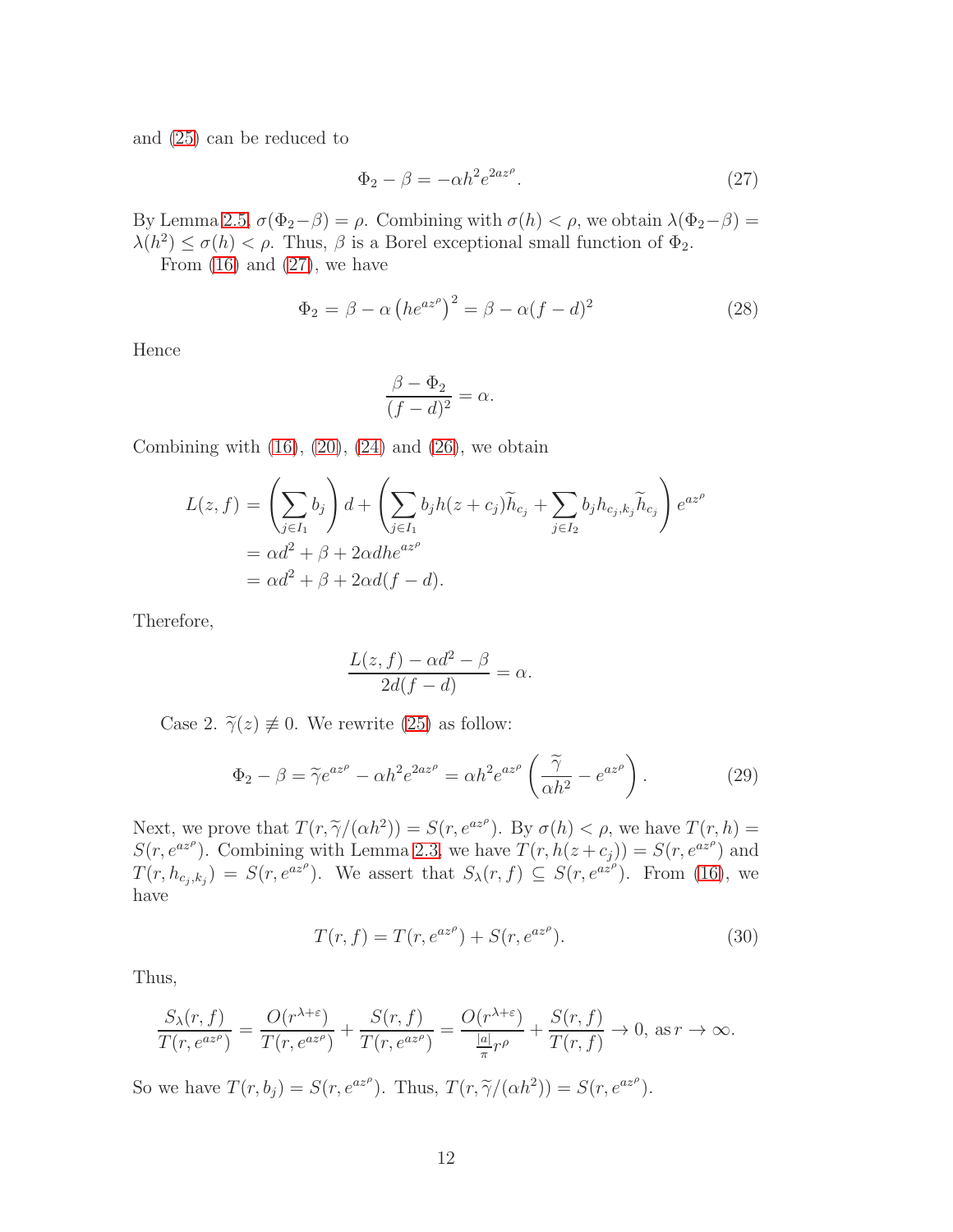and (25) can be reduced to

$$\Phi_2 - \beta = -\alpha h^2 e^{2az^\rho}. \tag{27}$$

By Lemma 2.5, $\sigma(\Phi_2-\beta) = \rho$. Combining with $\sigma(h) < \rho$, we obtain $\lambda(\Phi_2-\beta) = \lambda(h^2) \le \sigma(h) < \rho$. Thus, $\beta$ is a Borel exceptional small function of $\Phi_2$.

From (16) and (27), we have

$$\Phi_2 = \beta - \alpha \left(he^{az^\rho}\right)^2 = \beta - \alpha(f-d)^2 \tag{28}$$

Hence

$$\frac{\beta - \Phi_2}{(f-d)^2} = \alpha.$$

Combining with (16), (20), (24) and (26), we obtain

$$\begin{aligned}
L(z,f) &= \left(\sum_{j\in I_1} b_j\right) d + \left(\sum_{j\in I_1} b_j h(z+c_j)\widetilde{h}_{c_j} + \sum_{j\in I_2} b_j h_{c_j,k_j}\widetilde{h}_{c_j}\right) e^{az^\rho} \\
&= \alpha d^2 + \beta + 2\alpha d h e^{az^\rho} \\
&= \alpha d^2 + \beta + 2\alpha d(f-d).
\end{aligned}$$

Therefore,

$$\frac{L(z,f) - \alpha d^2 - \beta}{2d(f-d)} = \alpha.$$

Case 2. $\widetilde{\gamma}(z) \not\equiv 0$. We rewrite (25) as follow:

$$\Phi_2 - \beta = \widetilde{\gamma} e^{az^\rho} - \alpha h^2 e^{2az^\rho} = \alpha h^2 e^{az^\rho}\left(\frac{\widetilde{\gamma}}{\alpha h^2} - e^{az^\rho}\right). \tag{29}$$

Next, we prove that $T(r, \widetilde{\gamma}/(\alpha h^2)) = S(r, e^{az^\rho})$. By $\sigma(h) < \rho$, we have $T(r,h) = S(r, e^{az^\rho})$. Combining with Lemma 2.3, we have $T(r, h(z+c_j)) = S(r, e^{az^\rho})$ and $T(r, h_{c_j,k_j}) = S(r, e^{az^\rho})$. We assert that $S_\lambda(r,f) \subseteq S(r, e^{az^\rho})$. From (16), we have

$$T(r,f) = T(r, e^{az^\rho}) + S(r, e^{az^\rho}). \tag{30}$$

Thus,

$$\frac{S_\lambda(r,f)}{T(r,e^{az^\rho})} = \frac{O(r^{\lambda+\varepsilon})}{T(r,e^{az^\rho})} + \frac{S(r,f)}{T(r,e^{az^\rho})} = \frac{O(r^{\lambda+\varepsilon})}{\frac{|a|}{\pi} r^\rho} + \frac{S(r,f)}{T(r,f)} \to 0, \text{ as } r \to \infty.$$

So we have $T(r, b_j) = S(r, e^{az^\rho})$. Thus, $T(r, \widetilde{\gamma}/(\alpha h^2)) = S(r, e^{az^\rho})$.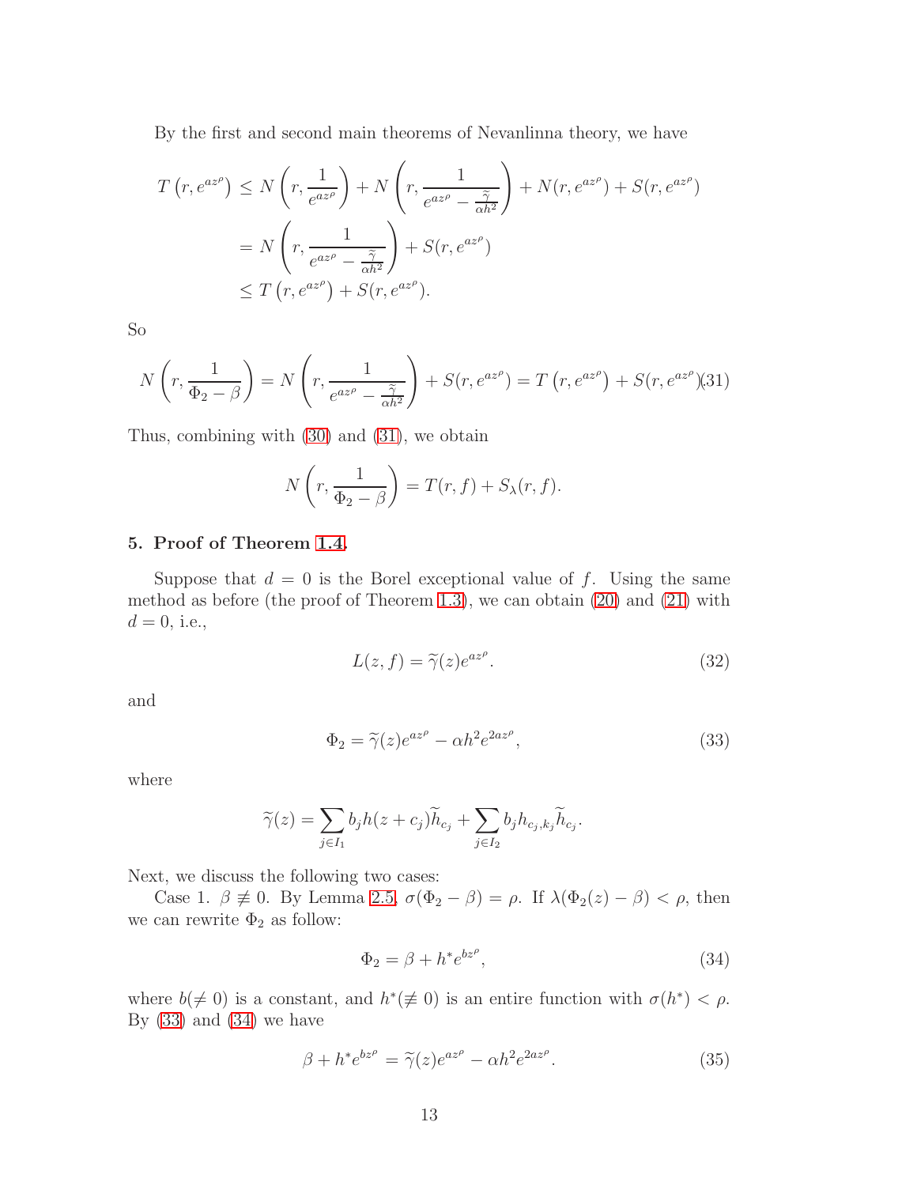By the first and second main theorems of Nevanlinna theory, we have

$$
\begin{aligned}
T\left(r, e^{az^{\rho}}\right) &\leq N\left(r, \frac{1}{e^{az^{\rho}}}\right) + N\left(r, \frac{1}{e^{az^{\rho}} - \frac{\widetilde{\gamma}}{\alpha h^2}}\right) + N(r, e^{az^{\rho}}) + S(r, e^{az^{\rho}}) \\
&= N\left(r, \frac{1}{e^{az^{\rho}} - \frac{\widetilde{\gamma}}{\alpha h^2}}\right) + S(r, e^{az^{\rho}}) \\
&\leq T\left(r, e^{az^{\rho}}\right) + S(r, e^{az^{\rho}}).
\end{aligned}
$$

So

$$
N\left(r, \frac{1}{\Phi_2 - \beta}\right) = N\left(r, \frac{1}{e^{az^{\rho}} - \frac{\widetilde{\gamma}}{\alpha h^2}}\right) + S(r, e^{az^{\rho}}) = T\left(r, e^{az^{\rho}}\right) + S(r, e^{az^{\rho}}). \tag{31}
$$

Thus, combining with (30) and (31), we obtain

$$
N\left(r, \frac{1}{\Phi_2 - \beta}\right) = T(r, f) + S_{\lambda}(r, f).
$$

## 5. Proof of Theorem 1.4.

Suppose that $d = 0$ is the Borel exceptional value of $f$. Using the same method as before (the proof of Theorem 1.3), we can obtain (20) and (21) with $d = 0$, i.e.,

$$
L(z, f) = \widetilde{\gamma}(z) e^{az^{\rho}}. \tag{32}
$$

and

$$
\Phi_2 = \widetilde{\gamma}(z) e^{az^{\rho}} - \alpha h^2 e^{2az^{\rho}}, \tag{33}
$$

where

$$
\widetilde{\gamma}(z) = \sum_{j \in I_1} b_j h(z + c_j) \widetilde{h}_{c_j} + \sum_{j \in I_2} b_j h_{c_j, k_j} \widetilde{h}_{c_j}.
$$

Next, we discuss the following two cases:

Case 1. $\beta \not\equiv 0$. By Lemma 2.5, $\sigma(\Phi_2 - \beta) = \rho$. If $\lambda(\Phi_2(z) - \beta) < \rho$, then we can rewrite $\Phi_2$ as follow:

$$
\Phi_2 = \beta + h^* e^{bz^{\rho}}, \tag{34}
$$

where $b(\neq 0)$ is a constant, and $h^*(\not\equiv 0)$ is an entire function with $\sigma(h^*) < \rho$. By (33) and (34) we have

$$
\beta + h^* e^{bz^{\rho}} = \widetilde{\gamma}(z) e^{az^{\rho}} - \alpha h^2 e^{2az^{\rho}}. \tag{35}
$$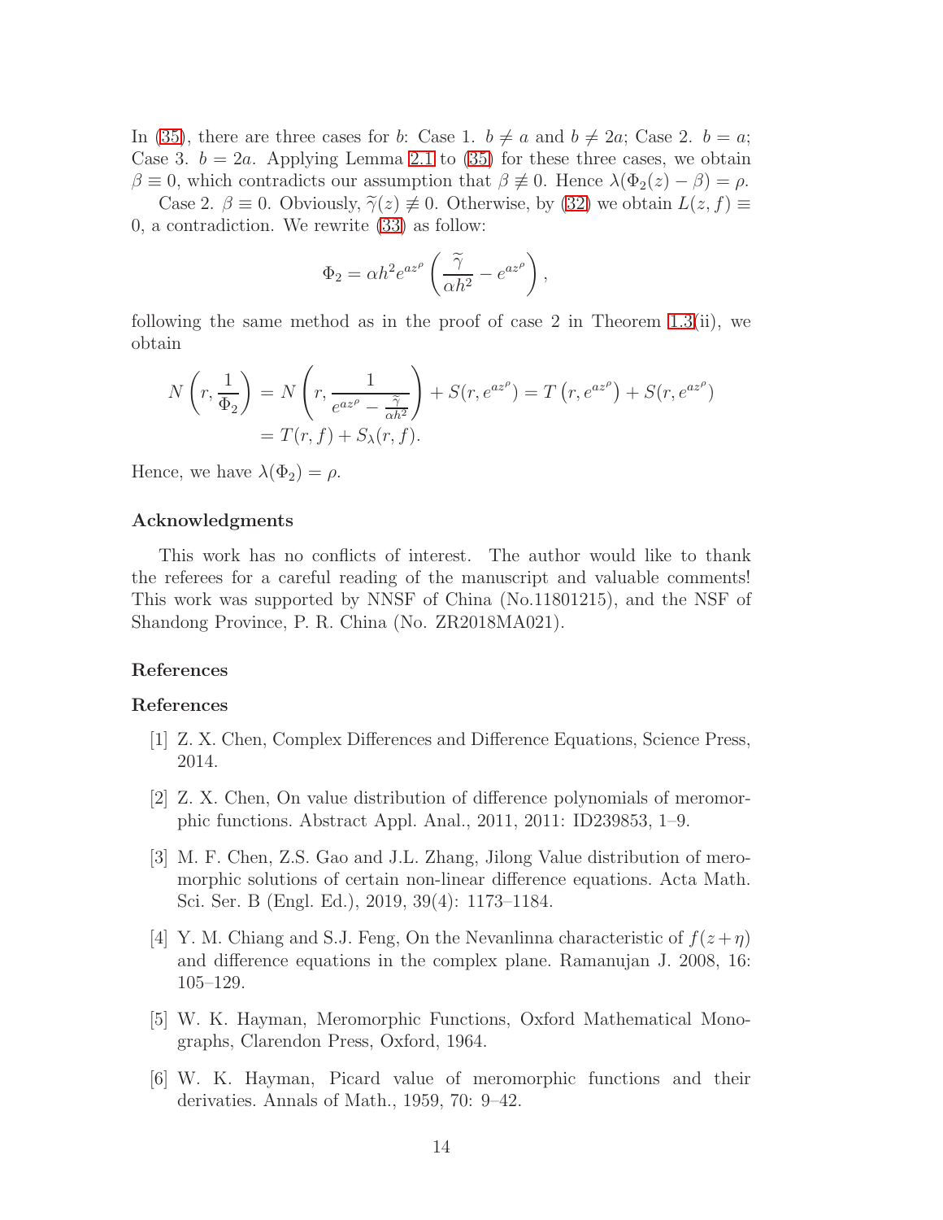In (35), there are three cases for $b$: Case 1. $b \neq a$ and $b \neq 2a$; Case 2. $b = a$; Case 3. $b = 2a$. Applying Lemma 2.1 to (35) for these three cases, we obtain $\beta \equiv 0$, which contradicts our assumption that $\beta \not\equiv 0$. Hence $\lambda(\Phi_2(z) - \beta) = \rho$.

Case 2. $\beta \equiv 0$. Obviously, $\widetilde{\gamma}(z) \not\equiv 0$. Otherwise, by (32) we obtain $L(z, f) \equiv 0$, a contradiction. We rewrite (33) as follow:

$$\Phi_2 = \alpha h^2 e^{az^\rho} \left( \frac{\widetilde{\gamma}}{\alpha h^2} - e^{az^\rho} \right),$$

following the same method as in the proof of case 2 in Theorem 1.3(ii), we obtain

$$\begin{aligned} N\left(r, \frac{1}{\Phi_2}\right) &= N\left(r, \frac{1}{e^{az^\rho} - \frac{\widetilde{\gamma}}{\alpha h^2}}\right) + S(r, e^{az^\rho}) = T\left(r, e^{az^\rho}\right) + S(r, e^{az^\rho}) \\ &= T(r, f) + S_\lambda(r, f). \end{aligned}$$

Hence, we have $\lambda(\Phi_2) = \rho$.

## Acknowledgments

This work has no conflicts of interest. The author would like to thank the referees for a careful reading of the manuscript and valuable comments! This work was supported by NNSF of China (No.11801215), and the NSF of Shandong Province, P. R. China (No. ZR2018MA021).

## References

## References

[1] Z. X. Chen, Complex Differences and Difference Equations, Science Press, 2014.

[2] Z. X. Chen, On value distribution of difference polynomials of meromorphic functions. Abstract Appl. Anal., 2011, 2011: ID239853, 1–9.

[3] M. F. Chen, Z.S. Gao and J.L. Zhang, Jilong Value distribution of meromorphic solutions of certain non-linear difference equations. Acta Math. Sci. Ser. B (Engl. Ed.), 2019, 39(4): 1173–1184.

[4] Y. M. Chiang and S.J. Feng, On the Nevanlinna characteristic of $f(z+\eta)$ and difference equations in the complex plane. Ramanujan J. 2008, 16: 105–129.

[5] W. K. Hayman, Meromorphic Functions, Oxford Mathematical Monographs, Clarendon Press, Oxford, 1964.

[6] W. K. Hayman, Picard value of meromorphic functions and their derivaties. Annals of Math., 1959, 70: 9–42.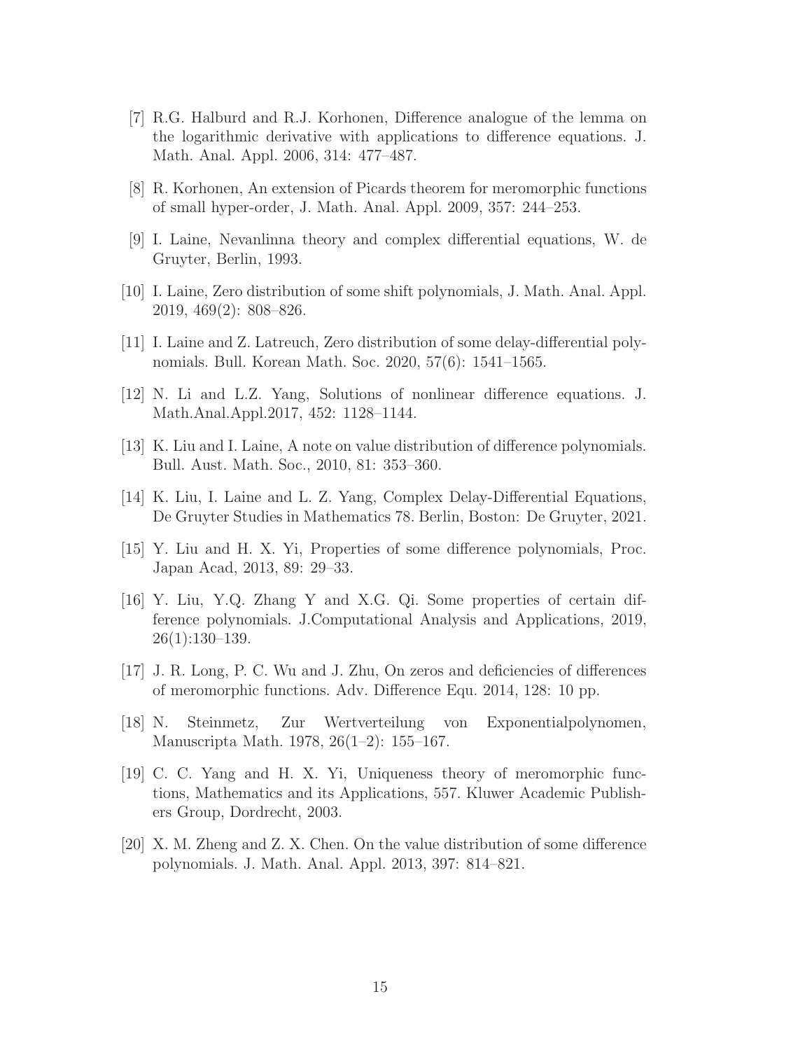[7] R.G. Halburd and R.J. Korhonen, Difference analogue of the lemma on the logarithmic derivative with applications to difference equations. J. Math. Anal. Appl. 2006, 314: 477–487.

[8] R. Korhonen, An extension of Picards theorem for meromorphic functions of small hyper-order, J. Math. Anal. Appl. 2009, 357: 244–253.

[9] I. Laine, Nevanlinna theory and complex differential equations, W. de Gruyter, Berlin, 1993.

[10] I. Laine, Zero distribution of some shift polynomials, J. Math. Anal. Appl. 2019, 469(2): 808–826.

[11] I. Laine and Z. Latreuch, Zero distribution of some delay-differential polynomials. Bull. Korean Math. Soc. 2020, 57(6): 1541–1565.

[12] N. Li and L.Z. Yang, Solutions of nonlinear difference equations. J. Math.Anal.Appl.2017, 452: 1128–1144.

[13] K. Liu and I. Laine, A note on value distribution of difference polynomials. Bull. Aust. Math. Soc., 2010, 81: 353–360.

[14] K. Liu, I. Laine and L. Z. Yang, Complex Delay-Differential Equations, De Gruyter Studies in Mathematics 78. Berlin, Boston: De Gruyter, 2021.

[15] Y. Liu and H. X. Yi, Properties of some difference polynomials, Proc. Japan Acad, 2013, 89: 29–33.

[16] Y. Liu, Y.Q. Zhang Y and X.G. Qi. Some properties of certain difference polynomials. J.Computational Analysis and Applications, 2019, 26(1):130–139.

[17] J. R. Long, P. C. Wu and J. Zhu, On zeros and deficiencies of differences of meromorphic functions. Adv. Difference Equ. 2014, 128: 10 pp.

[18] N. Steinmetz, Zur Wertverteilung von Exponentialpolynomen, Manuscripta Math. 1978, 26(1–2): 155–167.

[19] C. C. Yang and H. X. Yi, Uniqueness theory of meromorphic functions, Mathematics and its Applications, 557. Kluwer Academic Publishers Group, Dordrecht, 2003.

[20] X. M. Zheng and Z. X. Chen. On the value distribution of some difference polynomials. J. Math. Anal. Appl. 2013, 397: 814–821.